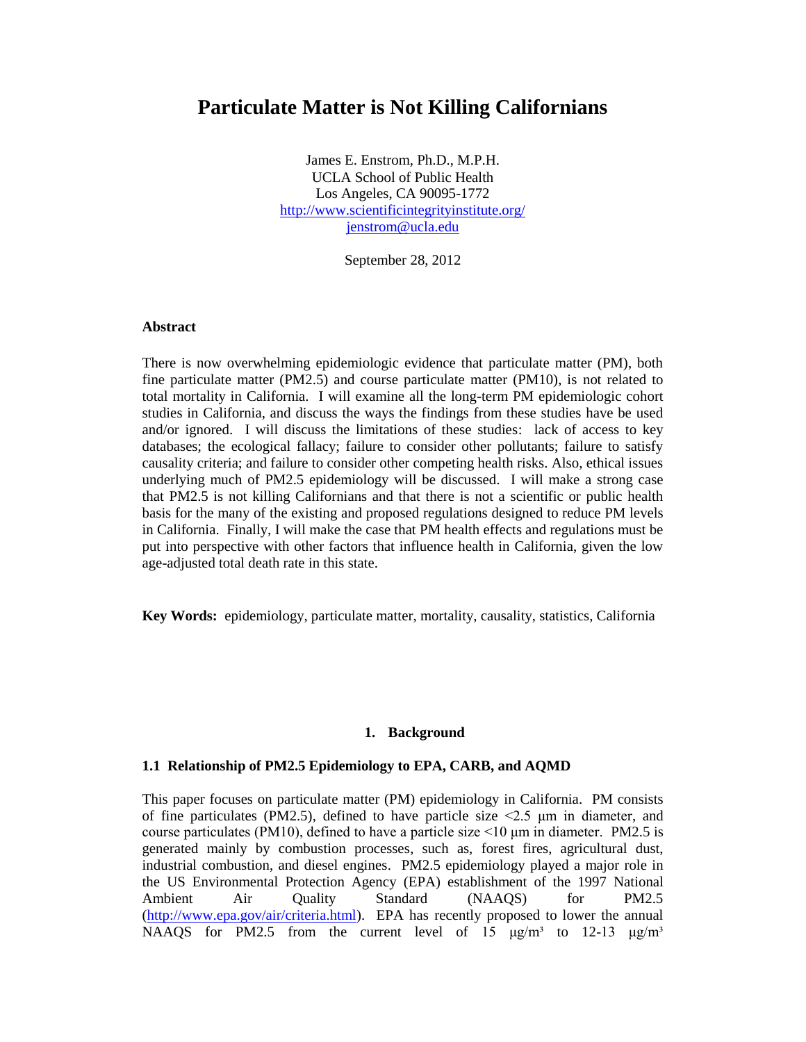# Particulate Matter is Not Killing Californians

James E. Enstrom, Ph.D., M.P.H.
UCLA School of Public Health
Los Angeles, CA 90095-1772
[http://www.scientificintegrityinstitute.org/](http://www.scientificintegrityinstitute.org/)
[jenstrom@ucla.edu](mailto:jenstrom@ucla.edu)

September 28, 2012

### Abstract

There is now overwhelming epidemiologic evidence that particulate matter (PM), both fine particulate matter (PM2.5) and course particulate matter (PM10), is not related to total mortality in California. I will examine all the long-term PM epidemiologic cohort studies in California, and discuss the ways the findings from these studies have be used and/or ignored. I will discuss the limitations of these studies: lack of access to key databases; the ecological fallacy; failure to consider other pollutants; failure to satisfy causality criteria; and failure to consider other competing health risks. Also, ethical issues underlying much of PM2.5 epidemiology will be discussed. I will make a strong case that PM2.5 is not killing Californians and that there is not a scientific or public health basis for the many of the existing and proposed regulations designed to reduce PM levels in California. Finally, I will make the case that PM health effects and regulations must be put into perspective with other factors that influence health in California, given the low age-adjusted total death rate in this state.

**Key Words:** epidemiology, particulate matter, mortality, causality, statistics, California

## 1. Background

### 1.1 Relationship of PM2.5 Epidemiology to EPA, CARB, and AQMD

This paper focuses on particulate matter (PM) epidemiology in California. PM consists of fine particulates (PM2.5), defined to have particle size <2.5 μm in diameter, and course particulates (PM10), defined to have a particle size <10 μm in diameter. PM2.5 is generated mainly by combustion processes, such as, forest fires, agricultural dust, industrial combustion, and diesel engines. PM2.5 epidemiology played a major role in the US Environmental Protection Agency (EPA) establishment of the 1997 National Ambient Air Quality Standard (NAAQS) for PM2.5 ([http://www.epa.gov/air/criteria.html](http://www.epa.gov/air/criteria.html)). EPA has recently proposed to lower the annual NAAQS for PM2.5 from the current level of 15 μg/m³ to 12-13 μg/m³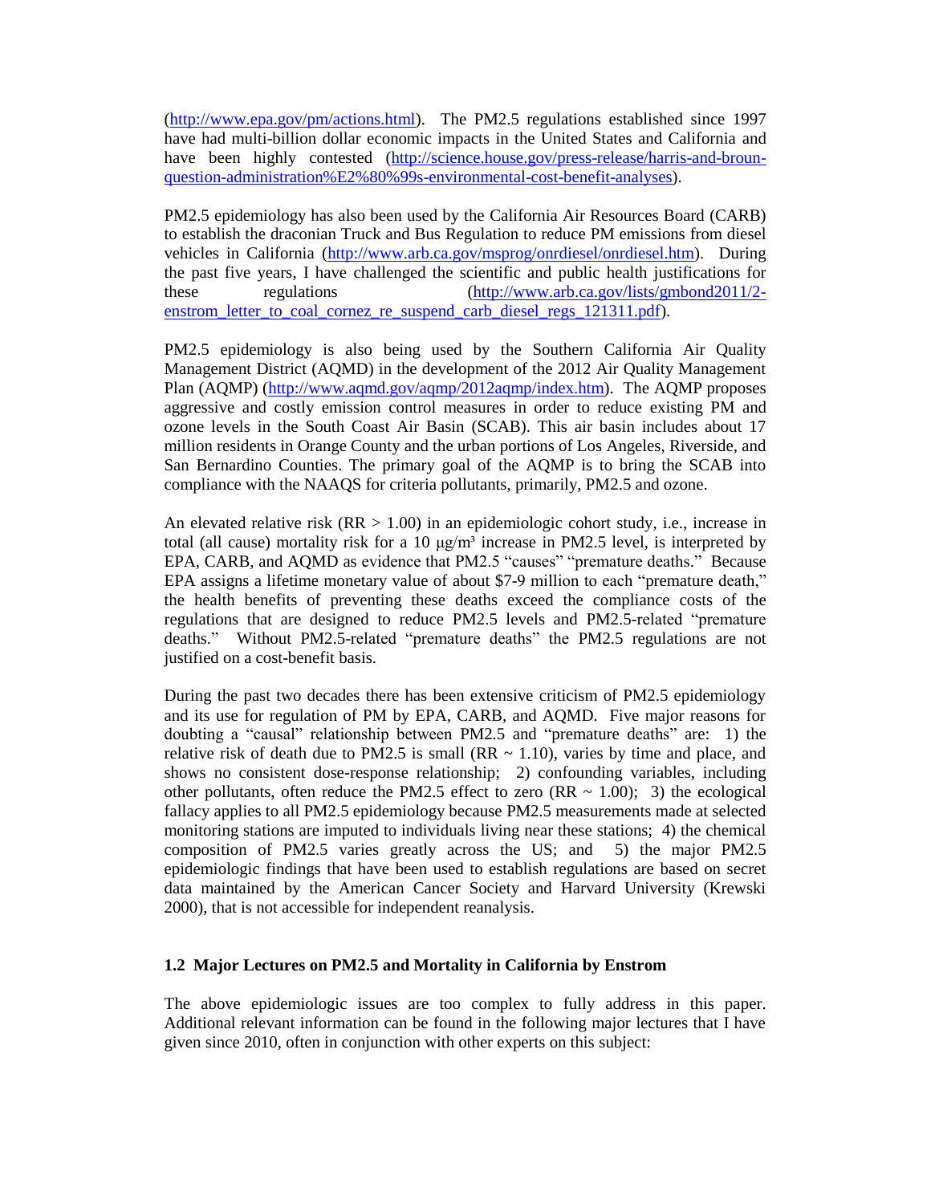(http://www.epa.gov/pm/actions.html). The PM2.5 regulations established since 1997 have had multi-billion dollar economic impacts in the United States and California and have been highly contested (http://science.house.gov/press-release/harris-and-broun-question-administration%E2%80%99s-environmental-cost-benefit-analyses).

PM2.5 epidemiology has also been used by the California Air Resources Board (CARB) to establish the draconian Truck and Bus Regulation to reduce PM emissions from diesel vehicles in California (http://www.arb.ca.gov/msprog/onrdiesel/onrdiesel.htm). During the past five years, I have challenged the scientific and public health justifications for these regulations (http://www.arb.ca.gov/lists/gmbond2011/2-enstrom_letter_to_coal_cornez_re_suspend_carb_diesel_regs_121311.pdf).

PM2.5 epidemiology is also being used by the Southern California Air Quality Management District (AQMD) in the development of the 2012 Air Quality Management Plan (AQMP) (http://www.aqmd.gov/aqmp/2012aqmp/index.htm). The AQMP proposes aggressive and costly emission control measures in order to reduce existing PM and ozone levels in the South Coast Air Basin (SCAB). This air basin includes about 17 million residents in Orange County and the urban portions of Los Angeles, Riverside, and San Bernardino Counties. The primary goal of the AQMP is to bring the SCAB into compliance with the NAAQS for criteria pollutants, primarily, PM2.5 and ozone.

An elevated relative risk (RR > 1.00) in an epidemiologic cohort study, i.e., increase in total (all cause) mortality risk for a 10 µg/m³ increase in PM2.5 level, is interpreted by EPA, CARB, and AQMD as evidence that PM2.5 "causes" "premature deaths." Because EPA assigns a lifetime monetary value of about $7-9 million to each "premature death," the health benefits of preventing these deaths exceed the compliance costs of the regulations that are designed to reduce PM2.5 levels and PM2.5-related "premature deaths." Without PM2.5-related "premature deaths" the PM2.5 regulations are not justified on a cost-benefit basis.

During the past two decades there has been extensive criticism of PM2.5 epidemiology and its use for regulation of PM by EPA, CARB, and AQMD. Five major reasons for doubting a "causal" relationship between PM2.5 and "premature deaths" are: 1) the relative risk of death due to PM2.5 is small (RR ~ 1.10), varies by time and place, and shows no consistent dose-response relationship; 2) confounding variables, including other pollutants, often reduce the PM2.5 effect to zero (RR ~ 1.00); 3) the ecological fallacy applies to all PM2.5 epidemiology because PM2.5 measurements made at selected monitoring stations are imputed to individuals living near these stations; 4) the chemical composition of PM2.5 varies greatly across the US; and 5) the major PM2.5 epidemiologic findings that have been used to establish regulations are based on secret data maintained by the American Cancer Society and Harvard University (Krewski 2000), that is not accessible for independent reanalysis.

### 1.2 Major Lectures on PM2.5 and Mortality in California by Enstrom

The above epidemiologic issues are too complex to fully address in this paper. Additional relevant information can be found in the following major lectures that I have given since 2010, often in conjunction with other experts on this subject: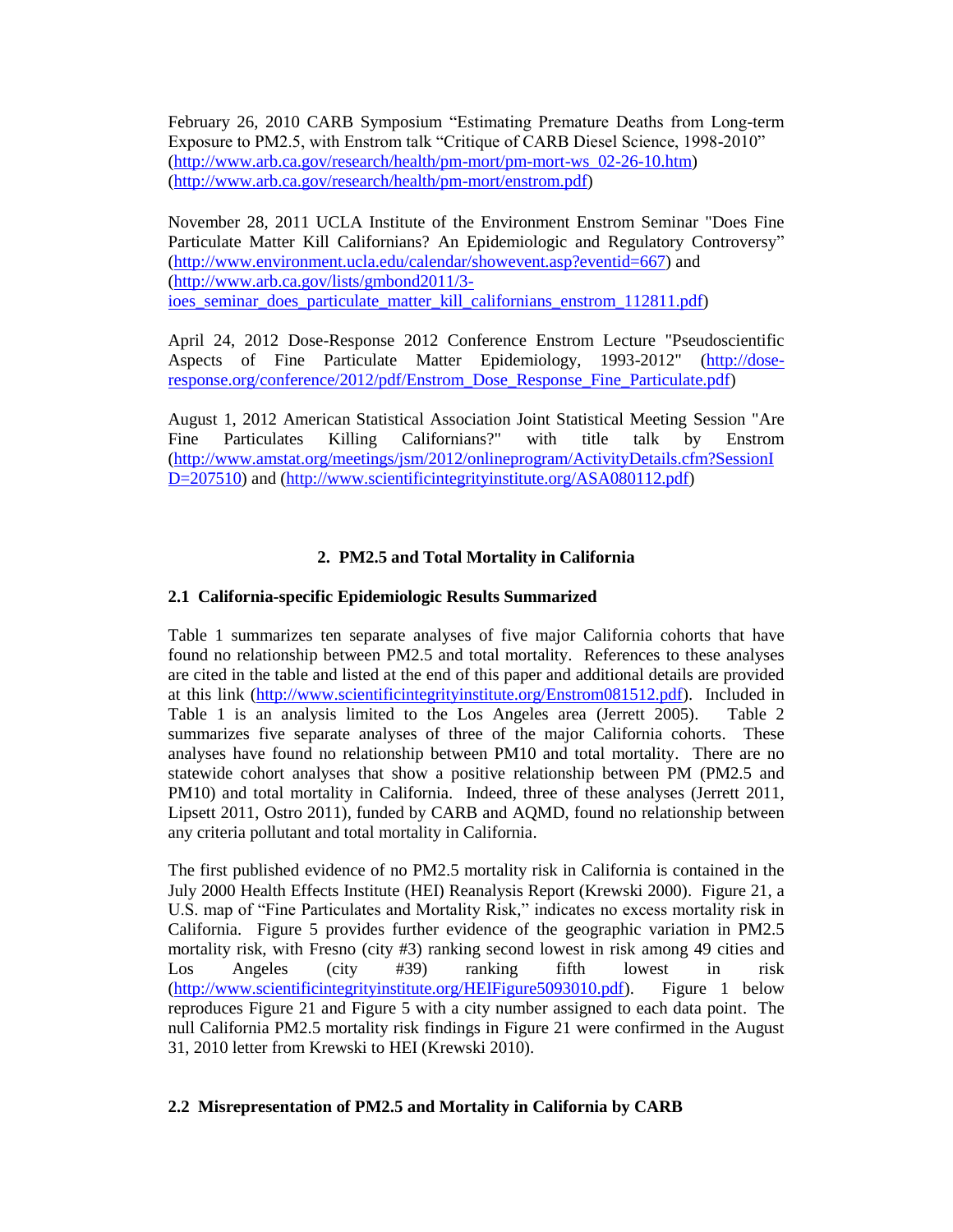February 26, 2010 CARB Symposium “Estimating Premature Deaths from Long-term Exposure to PM2.5, with Enstrom talk “Critique of CARB Diesel Science, 1998-2010” (http://www.arb.ca.gov/research/health/pm-mort/pm-mort-ws_02-26-10.htm) (http://www.arb.ca.gov/research/health/pm-mort/enstrom.pdf)

November 28, 2011 UCLA Institute of the Environment Enstrom Seminar "Does Fine Particulate Matter Kill Californians? An Epidemiologic and Regulatory Controversy” (http://www.environment.ucla.edu/calendar/showevent.asp?eventid=667) and (http://www.arb.ca.gov/lists/gmbond2011/3-ioes_seminar_does_particulate_matter_kill_californians_enstrom_112811.pdf)

April 24, 2012 Dose-Response 2012 Conference Enstrom Lecture "Pseudoscientific Aspects of Fine Particulate Matter Epidemiology, 1993-2012" (http://dose-response.org/conference/2012/pdf/Enstrom_Dose_Response_Fine_Particulate.pdf)

August 1, 2012 American Statistical Association Joint Statistical Meeting Session "Are Fine Particulates Killing Californians?" with title talk by Enstrom (http://www.amstat.org/meetings/jsm/2012/onlineprogram/ActivityDetails.cfm?SessionID=207510) and (http://www.scientificintegrityinstitute.org/ASA080112.pdf)

## 2. PM2.5 and Total Mortality in California

### 2.1 California-specific Epidemiologic Results Summarized

Table 1 summarizes ten separate analyses of five major California cohorts that have found no relationship between PM2.5 and total mortality. References to these analyses are cited in the table and listed at the end of this paper and additional details are provided at this link (http://www.scientificintegrityinstitute.org/Enstrom081512.pdf). Included in Table 1 is an analysis limited to the Los Angeles area (Jerrett 2005). Table 2 summarizes five separate analyses of three of the major California cohorts. These analyses have found no relationship between PM10 and total mortality. There are no statewide cohort analyses that show a positive relationship between PM (PM2.5 and PM10) and total mortality in California. Indeed, three of these analyses (Jerrett 2011, Lipsett 2011, Ostro 2011), funded by CARB and AQMD, found no relationship between any criteria pollutant and total mortality in California.

The first published evidence of no PM2.5 mortality risk in California is contained in the July 2000 Health Effects Institute (HEI) Reanalysis Report (Krewski 2000). Figure 21, a U.S. map of “Fine Particulates and Mortality Risk,” indicates no excess mortality risk in California. Figure 5 provides further evidence of the geographic variation in PM2.5 mortality risk, with Fresno (city #3) ranking second lowest in risk among 49 cities and Los Angeles (city #39) ranking fifth lowest in risk (http://www.scientificintegrityinstitute.org/HEIFigure5093010.pdf). Figure 1 below reproduces Figure 21 and Figure 5 with a city number assigned to each data point. The null California PM2.5 mortality risk findings in Figure 21 were confirmed in the August 31, 2010 letter from Krewski to HEI (Krewski 2010).

### 2.2 Misrepresentation of PM2.5 and Mortality in California by CARB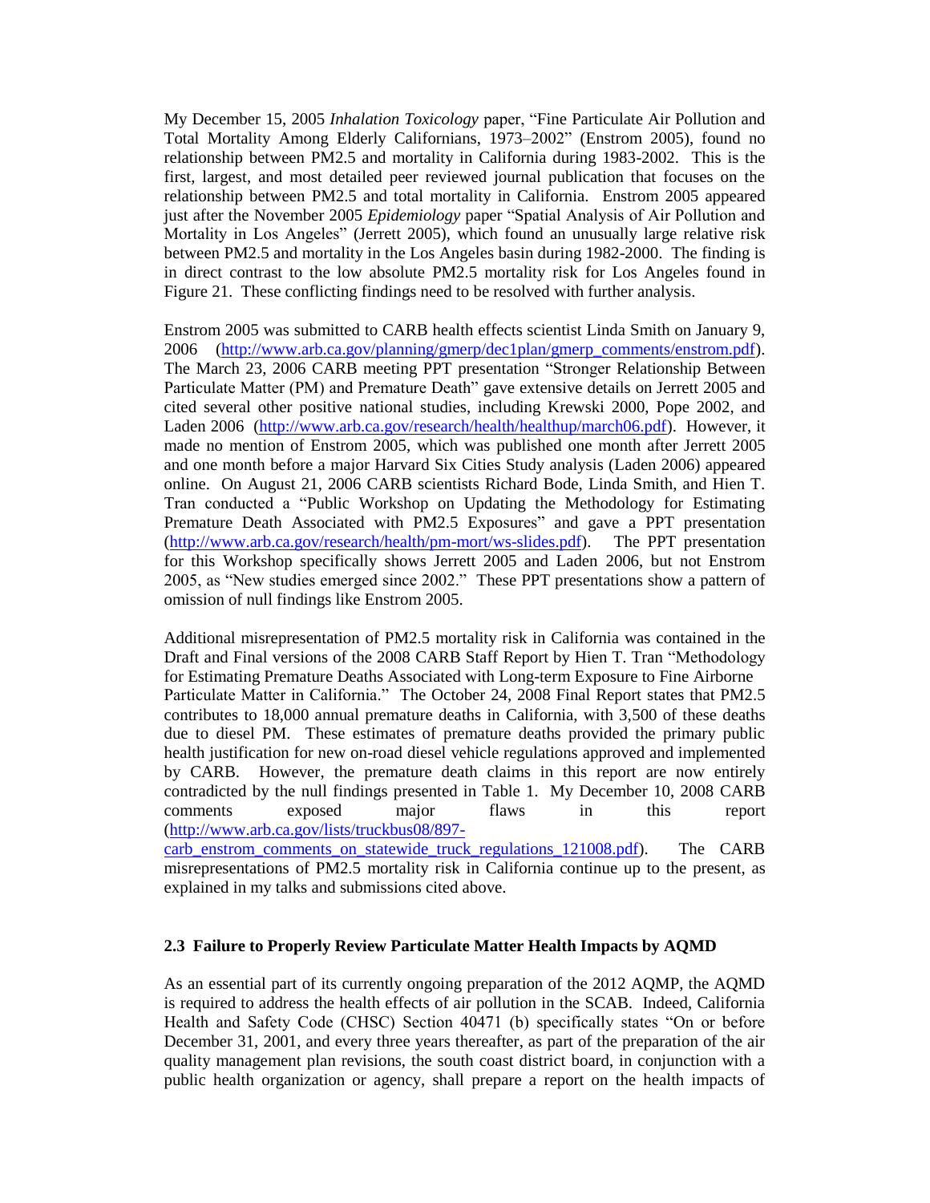My December 15, 2005 *Inhalation Toxicology* paper, "Fine Particulate Air Pollution and Total Mortality Among Elderly Californians, 1973–2002" (Enstrom 2005), found no relationship between PM2.5 and mortality in California during 1983-2002. This is the first, largest, and most detailed peer reviewed journal publication that focuses on the relationship between PM2.5 and total mortality in California. Enstrom 2005 appeared just after the November 2005 *Epidemiology* paper "Spatial Analysis of Air Pollution and Mortality in Los Angeles" (Jerrett 2005), which found an unusually large relative risk between PM2.5 and mortality in the Los Angeles basin during 1982-2000. The finding is in direct contrast to the low absolute PM2.5 mortality risk for Los Angeles found in Figure 21. These conflicting findings need to be resolved with further analysis.

Enstrom 2005 was submitted to CARB health effects scientist Linda Smith on January 9, 2006 (http://www.arb.ca.gov/planning/gmerp/dec1plan/gmerp_comments/enstrom.pdf). The March 23, 2006 CARB meeting PPT presentation "Stronger Relationship Between Particulate Matter (PM) and Premature Death" gave extensive details on Jerrett 2005 and cited several other positive national studies, including Krewski 2000, Pope 2002, and Laden 2006 (http://www.arb.ca.gov/research/health/healthup/march06.pdf). However, it made no mention of Enstrom 2005, which was published one month after Jerrett 2005 and one month before a major Harvard Six Cities Study analysis (Laden 2006) appeared online. On August 21, 2006 CARB scientists Richard Bode, Linda Smith, and Hien T. Tran conducted a "Public Workshop on Updating the Methodology for Estimating Premature Death Associated with PM2.5 Exposures" and gave a PPT presentation (http://www.arb.ca.gov/research/health/pm-mort/ws-slides.pdf). The PPT presentation for this Workshop specifically shows Jerrett 2005 and Laden 2006, but not Enstrom 2005, as "New studies emerged since 2002." These PPT presentations show a pattern of omission of null findings like Enstrom 2005.

Additional misrepresentation of PM2.5 mortality risk in California was contained in the Draft and Final versions of the 2008 CARB Staff Report by Hien T. Tran "Methodology for Estimating Premature Deaths Associated with Long-term Exposure to Fine Airborne Particulate Matter in California." The October 24, 2008 Final Report states that PM2.5 contributes to 18,000 annual premature deaths in California, with 3,500 of these deaths due to diesel PM. These estimates of premature deaths provided the primary public health justification for new on-road diesel vehicle regulations approved and implemented by CARB. However, the premature death claims in this report are now entirely contradicted by the null findings presented in Table 1. My December 10, 2008 CARB comments exposed major flaws in this report (http://www.arb.ca.gov/lists/truckbus08/897-carb_enstrom_comments_on_statewide_truck_regulations_121008.pdf). The CARB misrepresentations of PM2.5 mortality risk in California continue up to the present, as explained in my talks and submissions cited above.

### 2.3 Failure to Properly Review Particulate Matter Health Impacts by AQMD

As an essential part of its currently ongoing preparation of the 2012 AQMP, the AQMD is required to address the health effects of air pollution in the SCAB. Indeed, California Health and Safety Code (CHSC) Section 40471 (b) specifically states "On or before December 31, 2001, and every three years thereafter, as part of the preparation of the air quality management plan revisions, the south coast district board, in conjunction with a public health organization or agency, shall prepare a report on the health impacts of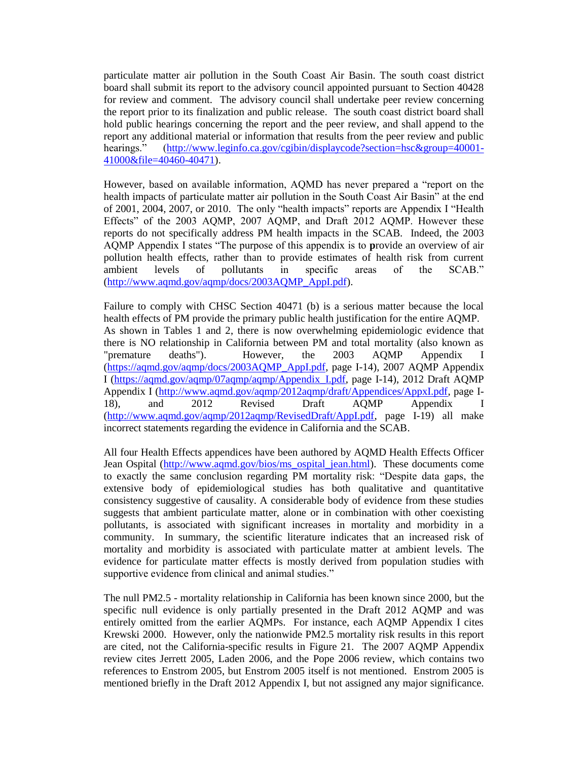particulate matter air pollution in the South Coast Air Basin. The south coast district board shall submit its report to the advisory council appointed pursuant to Section 40428 for review and comment. The advisory council shall undertake peer review concerning the report prior to its finalization and public release. The south coast district board shall hold public hearings concerning the report and the peer review, and shall append to the report any additional material or information that results from the peer review and public hearings." (http://www.leginfo.ca.gov/cgibin/displaycode?section=hsc&group=40001-41000&file=40460-40471).

However, based on available information, AQMD has never prepared a "report on the health impacts of particulate matter air pollution in the South Coast Air Basin" at the end of 2001, 2004, 2007, or 2010. The only "health impacts" reports are Appendix I "Health Effects" of the 2003 AQMP, 2007 AQMP, and Draft 2012 AQMP. However these reports do not specifically address PM health impacts in the SCAB. Indeed, the 2003 AQMP Appendix I states "The purpose of this appendix is to **p**rovide an overview of air pollution health effects, rather than to provide estimates of health risk from current ambient levels of pollutants in specific areas of the SCAB." (http://www.aqmd.gov/aqmp/docs/2003AQMP_AppI.pdf).

Failure to comply with CHSC Section 40471 (b) is a serious matter because the local health effects of PM provide the primary public health justification for the entire AQMP. As shown in Tables 1 and 2, there is now overwhelming epidemiologic evidence that there is NO relationship in California between PM and total mortality (also known as "premature deaths"). However, the 2003 AQMP Appendix I (https://aqmd.gov/aqmp/docs/2003AQMP_AppI.pdf, page I-14), 2007 AQMP Appendix I (https://aqmd.gov/aqmp/07aqmp/aqmp/Appendix_I.pdf, page I-14), 2012 Draft AQMP Appendix I (http://www.aqmd.gov/aqmp/2012aqmp/draft/Appendices/AppxI.pdf, page I-18), and 2012 Revised Draft AQMP Appendix I (http://www.aqmd.gov/aqmp/2012aqmp/RevisedDraft/AppI.pdf, page I-19) all make incorrect statements regarding the evidence in California and the SCAB.

All four Health Effects appendices have been authored by AQMD Health Effects Officer Jean Ospital (http://www.aqmd.gov/bios/ms_ospital_jean.html). These documents come to exactly the same conclusion regarding PM mortality risk: "Despite data gaps, the extensive body of epidemiological studies has both qualitative and quantitative consistency suggestive of causality. A considerable body of evidence from these studies suggests that ambient particulate matter, alone or in combination with other coexisting pollutants, is associated with significant increases in mortality and morbidity in a community. In summary, the scientific literature indicates that an increased risk of mortality and morbidity is associated with particulate matter at ambient levels. The evidence for particulate matter effects is mostly derived from population studies with supportive evidence from clinical and animal studies."

The null PM2.5 - mortality relationship in California has been known since 2000, but the specific null evidence is only partially presented in the Draft 2012 AQMP and was entirely omitted from the earlier AQMPs. For instance, each AQMP Appendix I cites Krewski 2000. However, only the nationwide PM2.5 mortality risk results in this report are cited, not the California-specific results in Figure 21. The 2007 AQMP Appendix review cites Jerrett 2005, Laden 2006, and the Pope 2006 review, which contains two references to Enstrom 2005, but Enstrom 2005 itself is not mentioned. Enstrom 2005 is mentioned briefly in the Draft 2012 Appendix I, but not assigned any major significance.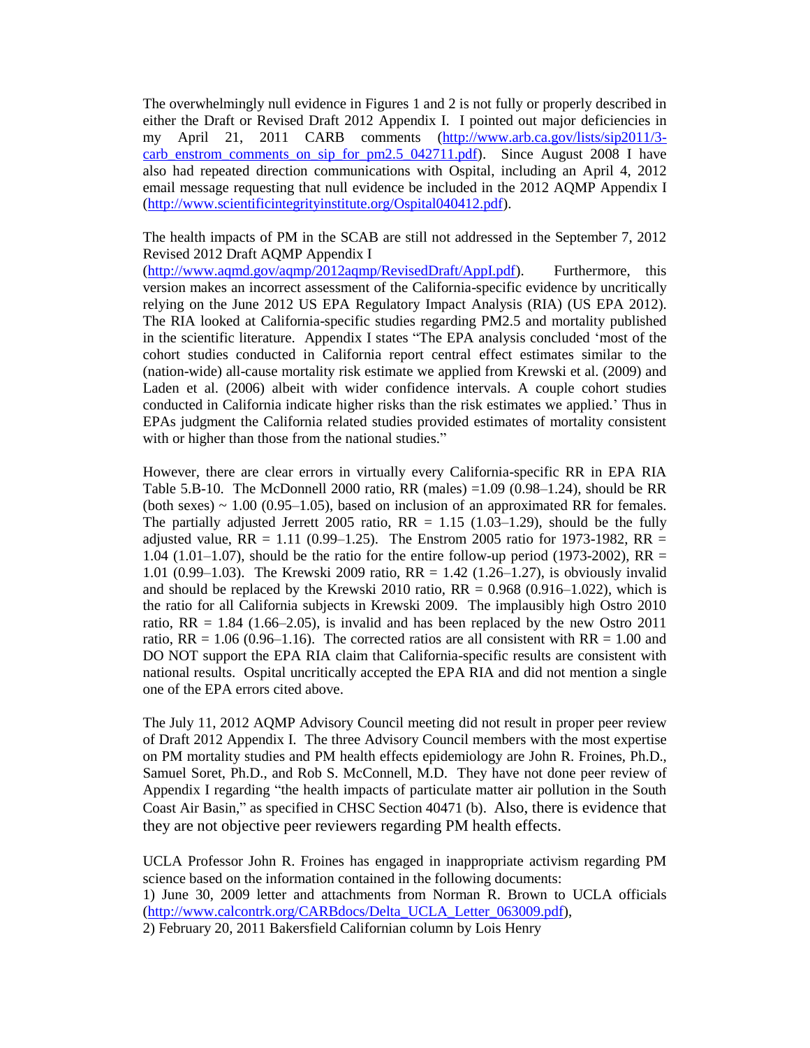The overwhelmingly null evidence in Figures 1 and 2 is not fully or properly described in either the Draft or Revised Draft 2012 Appendix I. I pointed out major deficiencies in my April 21, 2011 CARB comments (http://www.arb.ca.gov/lists/sip2011/3-carb_enstrom_comments_on_sip_for_pm2.5_042711.pdf). Since August 2008 I have also had repeated direction communications with Ospital, including an April 4, 2012 email message requesting that null evidence be included in the 2012 AQMP Appendix I (http://www.scientificintegrityinstitute.org/Ospital040412.pdf).

The health impacts of PM in the SCAB are still not addressed in the September 7, 2012 Revised 2012 Draft AQMP Appendix I (http://www.aqmd.gov/aqmp/2012aqmp/RevisedDraft/AppI.pdf). Furthermore, this version makes an incorrect assessment of the California-specific evidence by uncritically relying on the June 2012 US EPA Regulatory Impact Analysis (RIA) (US EPA 2012). The RIA looked at California-specific studies regarding PM2.5 and mortality published in the scientific literature. Appendix I states "The EPA analysis concluded 'most of the cohort studies conducted in California report central effect estimates similar to the (nation-wide) all-cause mortality risk estimate we applied from Krewski et al. (2009) and Laden et al. (2006) albeit with wider confidence intervals. A couple cohort studies conducted in California indicate higher risks than the risk estimates we applied.' Thus in EPAs judgment the California related studies provided estimates of mortality consistent with or higher than those from the national studies."

However, there are clear errors in virtually every California-specific RR in EPA RIA Table 5.B-10. The McDonnell 2000 ratio, RR (males) =1.09 (0.98–1.24), should be RR (both sexes) ~ 1.00 (0.95–1.05), based on inclusion of an approximated RR for females. The partially adjusted Jerrett 2005 ratio, RR = 1.15 (1.03–1.29), should be the fully adjusted value, RR = 1.11 (0.99–1.25). The Enstrom 2005 ratio for 1973-1982, RR = 1.04 (1.01–1.07), should be the ratio for the entire follow-up period (1973-2002), RR = 1.01 (0.99–1.03). The Krewski 2009 ratio, RR = 1.42 (1.26–1.27), is obviously invalid and should be replaced by the Krewski 2010 ratio, RR = 0.968 (0.916–1.022), which is the ratio for all California subjects in Krewski 2009. The implausibly high Ostro 2010 ratio, RR = 1.84 (1.66–2.05), is invalid and has been replaced by the new Ostro 2011 ratio, RR = 1.06 (0.96–1.16). The corrected ratios are all consistent with RR = 1.00 and DO NOT support the EPA RIA claim that California-specific results are consistent with national results. Ospital uncritically accepted the EPA RIA and did not mention a single one of the EPA errors cited above.

The July 11, 2012 AQMP Advisory Council meeting did not result in proper peer review of Draft 2012 Appendix I. The three Advisory Council members with the most expertise on PM mortality studies and PM health effects epidemiology are John R. Froines, Ph.D., Samuel Soret, Ph.D., and Rob S. McConnell, M.D. They have not done peer review of Appendix I regarding "the health impacts of particulate matter air pollution in the South Coast Air Basin," as specified in CHSC Section 40471 (b). Also, there is evidence that they are not objective peer reviewers regarding PM health effects.

UCLA Professor John R. Froines has engaged in inappropriate activism regarding PM science based on the information contained in the following documents:
1) June 30, 2009 letter and attachments from Norman R. Brown to UCLA officials (http://www.calcontrk.org/CARBdocs/Delta_UCLA_Letter_063009.pdf),
2) February 20, 2011 Bakersfield Californian column by Lois Henry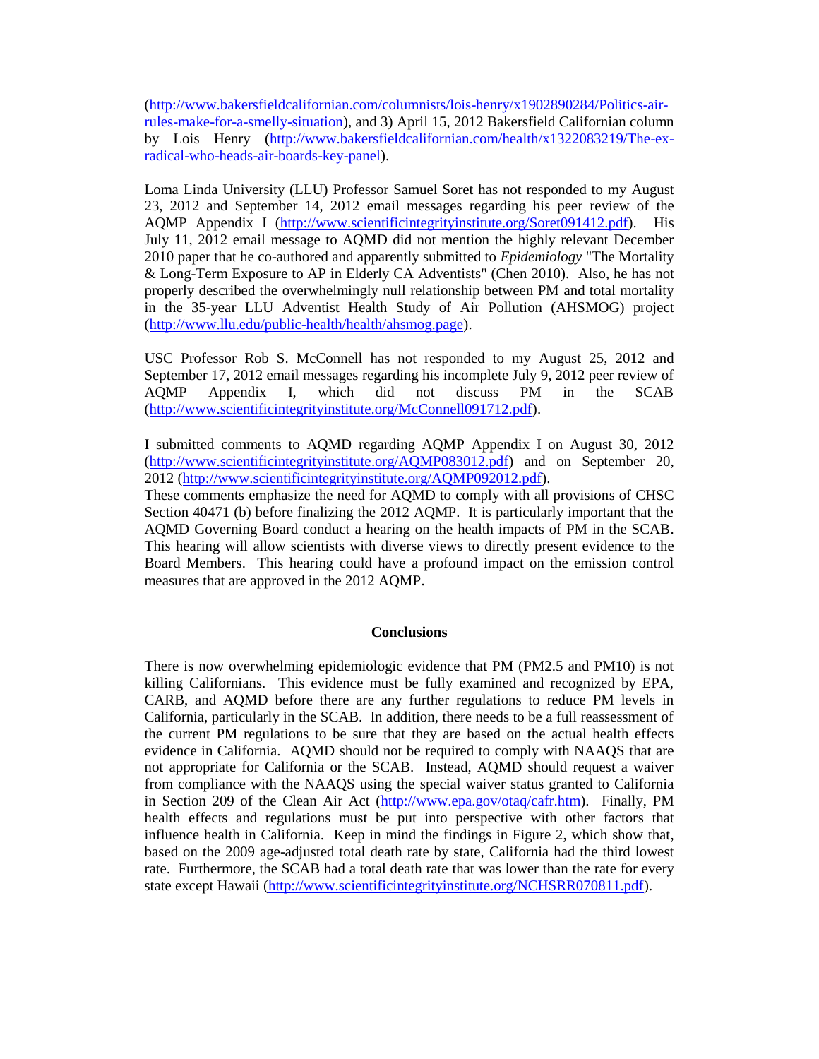(http://www.bakersfieldcalifornian.com/columnists/lois-henry/x1902890284/Politics-air-rules-make-for-a-smelly-situation), and 3) April 15, 2012 Bakersfield Californian column by Lois Henry (http://www.bakersfieldcalifornian.com/health/x1322083219/The-ex-radical-who-heads-air-boards-key-panel).

Loma Linda University (LLU) Professor Samuel Soret has not responded to my August 23, 2012 and September 14, 2012 email messages regarding his peer review of the AQMP Appendix I (http://www.scientificintegrityinstitute.org/Soret091412.pdf). His July 11, 2012 email message to AQMD did not mention the highly relevant December 2010 paper that he co-authored and apparently submitted to *Epidemiology* "The Mortality & Long-Term Exposure to AP in Elderly CA Adventists" (Chen 2010). Also, he has not properly described the overwhelmingly null relationship between PM and total mortality in the 35-year LLU Adventist Health Study of Air Pollution (AHSMOG) project (http://www.llu.edu/public-health/health/ahsmog.page).

USC Professor Rob S. McConnell has not responded to my August 25, 2012 and September 17, 2012 email messages regarding his incomplete July 9, 2012 peer review of AQMP Appendix I, which did not discuss PM in the SCAB (http://www.scientificintegrityinstitute.org/McConnell091712.pdf).

I submitted comments to AQMD regarding AQMP Appendix I on August 30, 2012 (http://www.scientificintegrityinstitute.org/AQMP083012.pdf) and on September 20, 2012 (http://www.scientificintegrityinstitute.org/AQMP092012.pdf).
These comments emphasize the need for AQMD to comply with all provisions of CHSC Section 40471 (b) before finalizing the 2012 AQMP. It is particularly important that the AQMD Governing Board conduct a hearing on the health impacts of PM in the SCAB. This hearing will allow scientists with diverse views to directly present evidence to the Board Members. This hearing could have a profound impact on the emission control measures that are approved in the 2012 AQMP.

## Conclusions

There is now overwhelming epidemiologic evidence that PM (PM2.5 and PM10) is not killing Californians. This evidence must be fully examined and recognized by EPA, CARB, and AQMD before there are any further regulations to reduce PM levels in California, particularly in the SCAB. In addition, there needs to be a full reassessment of the current PM regulations to be sure that they are based on the actual health effects evidence in California. AQMD should not be required to comply with NAAQS that are not appropriate for California or the SCAB. Instead, AQMD should request a waiver from compliance with the NAAQS using the special waiver status granted to California in Section 209 of the Clean Air Act (http://www.epa.gov/otaq/cafr.htm). Finally, PM health effects and regulations must be put into perspective with other factors that influence health in California. Keep in mind the findings in Figure 2, which show that, based on the 2009 age-adjusted total death rate by state, California had the third lowest rate. Furthermore, the SCAB had a total death rate that was lower than the rate for every state except Hawaii (http://www.scientificintegrityinstitute.org/NCHSRR070811.pdf).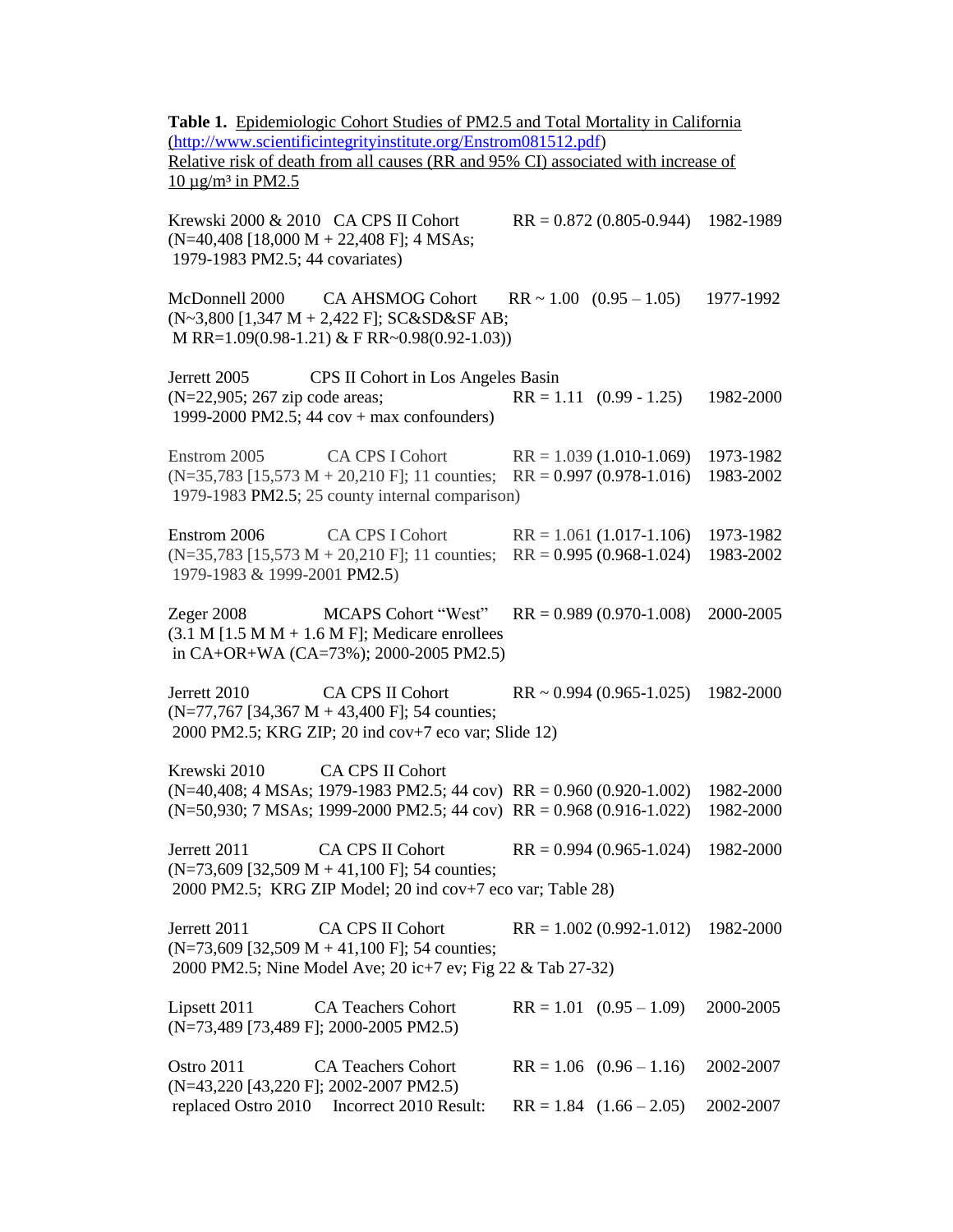**Table 1.** Epidemiologic Cohort Studies of PM2.5 and Total Mortality in California (http://www.scientificintegrityinstitute.org/Enstrom081512.pdf)
Relative risk of death from all causes (RR and 95% CI) associated with increase of 10 µg/m³ in PM2.5

Krewski 2000 & 2010 CA CPS II Cohort RR = 0.872 (0.805-0.944) 1982-1989
(N=40,408 [18,000 M + 22,408 F]; 4 MSAs;
1979-1983 PM2.5; 44 covariates)

McDonnell 2000 CA AHSMOG Cohort RR ~ 1.00 (0.95 – 1.05) 1977-1992
(N~3,800 [1,347 M + 2,422 F]; SC&SD&SF AB;
M RR=1.09(0.98-1.21) & F RR~0.98(0.92-1.03))

Jerrett 2005 CPS II Cohort in Los Angeles Basin
(N=22,905; 267 zip code areas; RR = 1.11 (0.99 - 1.25) 1982-2000
1999-2000 PM2.5; 44 cov + max confounders)

Enstrom 2005 CA CPS I Cohort RR = 1.039 (1.010-1.069) 1973-1982
(N=35,783 [15,573 M + 20,210 F]; 11 counties; RR = 0.997 (0.978-1.016) 1983-2002
1979-1983 PM2.5; 25 county internal comparison)

Enstrom 2006 CA CPS I Cohort RR = 1.061 (1.017-1.106) 1973-1982
(N=35,783 [15,573 M + 20,210 F]; 11 counties; RR = 0.995 (0.968-1.024) 1983-2002
1979-1983 & 1999-2001 PM2.5)

Zeger 2008 MCAPS Cohort "West" RR = 0.989 (0.970-1.008) 2000-2005
(3.1 M [1.5 M M + 1.6 M F]; Medicare enrollees
in CA+OR+WA (CA=73%); 2000-2005 PM2.5)

Jerrett 2010 CA CPS II Cohort RR ~ 0.994 (0.965-1.025) 1982-2000
(N=77,767 [34,367 M + 43,400 F]; 54 counties;
2000 PM2.5; KRG ZIP; 20 ind cov+7 eco var; Slide 12)

Krewski 2010 CA CPS II Cohort
(N=40,408; 4 MSAs; 1979-1983 PM2.5; 44 cov) RR = 0.960 (0.920-1.002) 1982-2000
(N=50,930; 7 MSAs; 1999-2000 PM2.5; 44 cov) RR = 0.968 (0.916-1.022) 1982-2000

Jerrett 2011 CA CPS II Cohort RR = 0.994 (0.965-1.024) 1982-2000
(N=73,609 [32,509 M + 41,100 F]; 54 counties;
2000 PM2.5; KRG ZIP Model; 20 ind cov+7 eco var; Table 28)

Jerrett 2011 CA CPS II Cohort RR = 1.002 (0.992-1.012) 1982-2000
(N=73,609 [32,509 M + 41,100 F]; 54 counties;
2000 PM2.5; Nine Model Ave; 20 ic+7 ev; Fig 22 & Tab 27-32)

Lipsett 2011 CA Teachers Cohort RR = 1.01 (0.95 – 1.09) 2000-2005
(N=73,489 [73,489 F]; 2000-2005 PM2.5)

Ostro 2011 CA Teachers Cohort RR = 1.06 (0.96 – 1.16) 2002-2007
(N=43,220 [43,220 F]; 2002-2007 PM2.5)
replaced Ostro 2010 Incorrect 2010 Result: RR = 1.84 (1.66 – 2.05) 2002-2007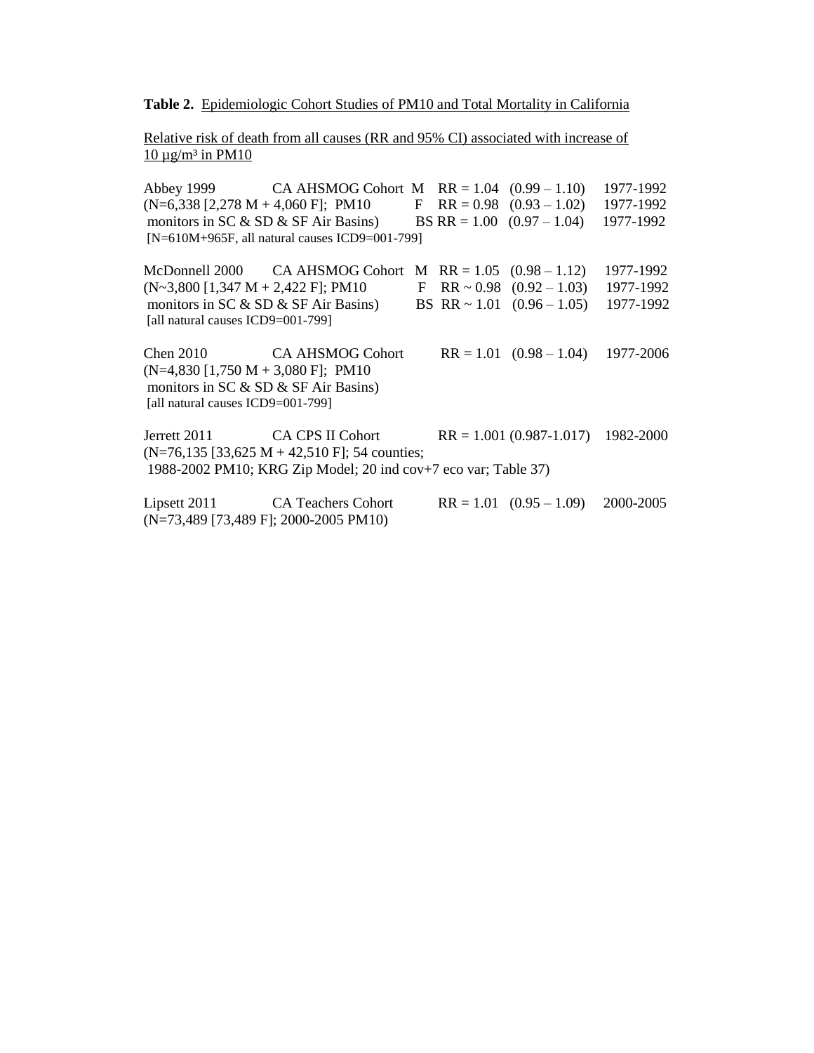**Table 2.** Epidemiologic Cohort Studies of PM10 and Total Mortality in California

Relative risk of death from all causes (RR and 95% CI) associated with increase of 10 µg/m³ in PM10

| Study | Cohort | Sex | RR | 95% CI | Period |
|---|---|---|---|---|---|
| Abbey 1999 (N=6,338 [2,278 M + 4,060 F]; PM10 monitors in SC & SD & SF Air Basins) [N=610M+965F, all natural causes ICD9=001-799] | CA AHSMOG Cohort | M | RR = 1.04 | (0.99 – 1.10) | 1977-1992 |
| | | F | RR = 0.98 | (0.93 – 1.02) | 1977-1992 |
| | | BS | RR = 1.00 | (0.97 – 1.04) | 1977-1992 |
| McDonnell 2000 (N~3,800 [1,347 M + 2,422 F]; PM10 monitors in SC & SD & SF Air Basins) [all natural causes ICD9=001-799] | CA AHSMOG Cohort | M | RR = 1.05 | (0.98 – 1.12) | 1977-1992 |
| | | F | RR ~ 0.98 | (0.92 – 1.03) | 1977-1992 |
| | | BS | RR ~ 1.01 | (0.96 – 1.05) | 1977-1992 |
| Chen 2010 (N=4,830 [1,750 M + 3,080 F]; PM10 monitors in SC & SD & SF Air Basins) [all natural causes ICD9=001-799] | CA AHSMOG Cohort | | RR = 1.01 | (0.98 – 1.04) | 1977-2006 |
| Jerrett 2011 (N=76,135 [33,625 M + 42,510 F]; 54 counties; 1988-2002 PM10; KRG Zip Model; 20 ind cov+7 eco var; Table 37) | CA CPS II Cohort | | RR = 1.001 | (0.987-1.017) | 1982-2000 |
| Lipsett 2011 (N=73,489 [73,489 F]; 2000-2005 PM10) | CA Teachers Cohort | | RR = 1.01 | (0.95 – 1.09) | 2000-2005 |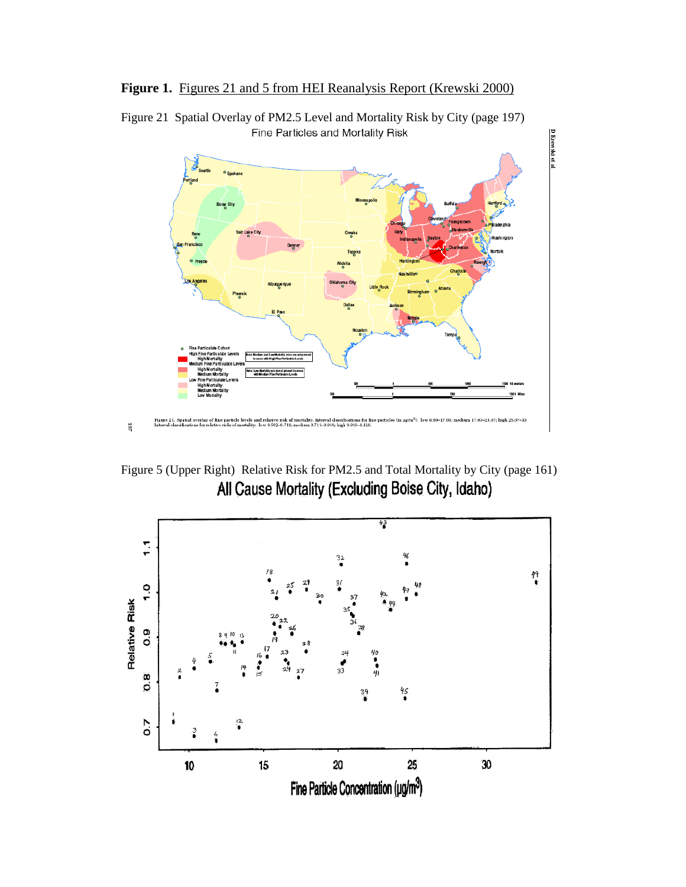**Figure 1.** Figures 21 and 5 from HEI Reanalysis Report (Krewski 2000)

Figure 21 Spatial Overlay of PM2.5 Level and Mortality Risk by City (page 197)

Fine Particles and Mortality Risk

Figure 21. Spatial overlay of fine particle levels and relative risk of mortality. Interval classifications for fine particles (in μg/m³): low 8.99–17.03; medium 17.03–25.07; high 25.07–33. Interval classifications for relative risks of mortality: low 0.502–0.711; medium 0.711–0.919; high 0.919–1.128.

Figure 5 (Upper Right) Relative Risk for PM2.5 and Total Mortality by City (page 161)

All Cause Mortality (Excluding Boise City, Idaho)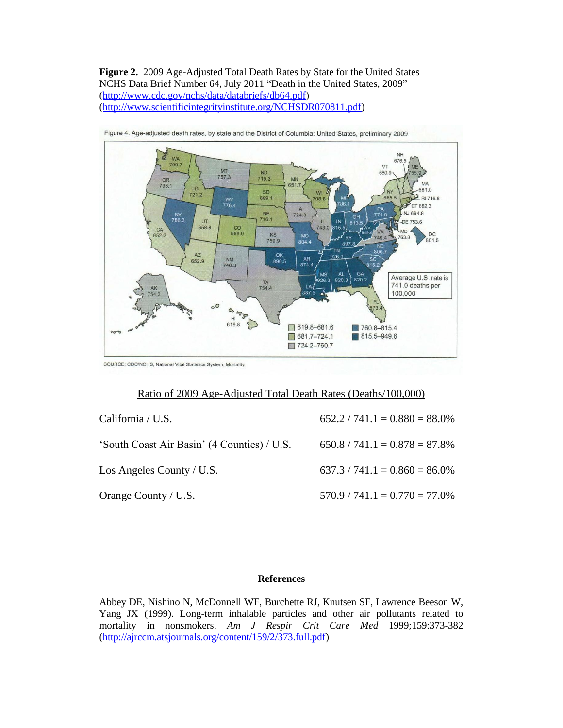**Figure 2.** 2009 Age-Adjusted Total Death Rates by State for the United States
NCHS Data Brief Number 64, July 2011 "Death in the United States, 2009"
(http://www.cdc.gov/nchs/data/databriefs/db64.pdf)
(http://www.scientificintegrityinstitute.org/NCHSDR070811.pdf)

Figure 4. Age-adjusted death rates, by state and the District of Columbia: United States, preliminary 2009

SOURCE: CDC/NCHS, National Vital Statistics System, Mortality.

Ratio of 2009 Age-Adjusted Total Death Rates (Deaths/100,000)

| | |
|---|---|
| California / U.S. | 652.2 / 741.1 = 0.880 = 88.0% |
| 'South Coast Air Basin' (4 Counties) / U.S. | 650.8 / 741.1 = 0.878 = 87.8% |
| Los Angeles County / U.S. | 637.3 / 741.1 = 0.860 = 86.0% |
| Orange County / U.S. | 570.9 / 741.1 = 0.770 = 77.0% |

**References**

Abbey DE, Nishino N, McDonnell WF, Burchette RJ, Knutsen SF, Lawrence Beeson W, Yang JX (1999). Long-term inhalable particles and other air pollutants related to mortality in nonsmokers. *Am J Respir Crit Care Med* 1999;159:373-382 (http://ajrccm.atsjournals.org/content/159/2/373.full.pdf)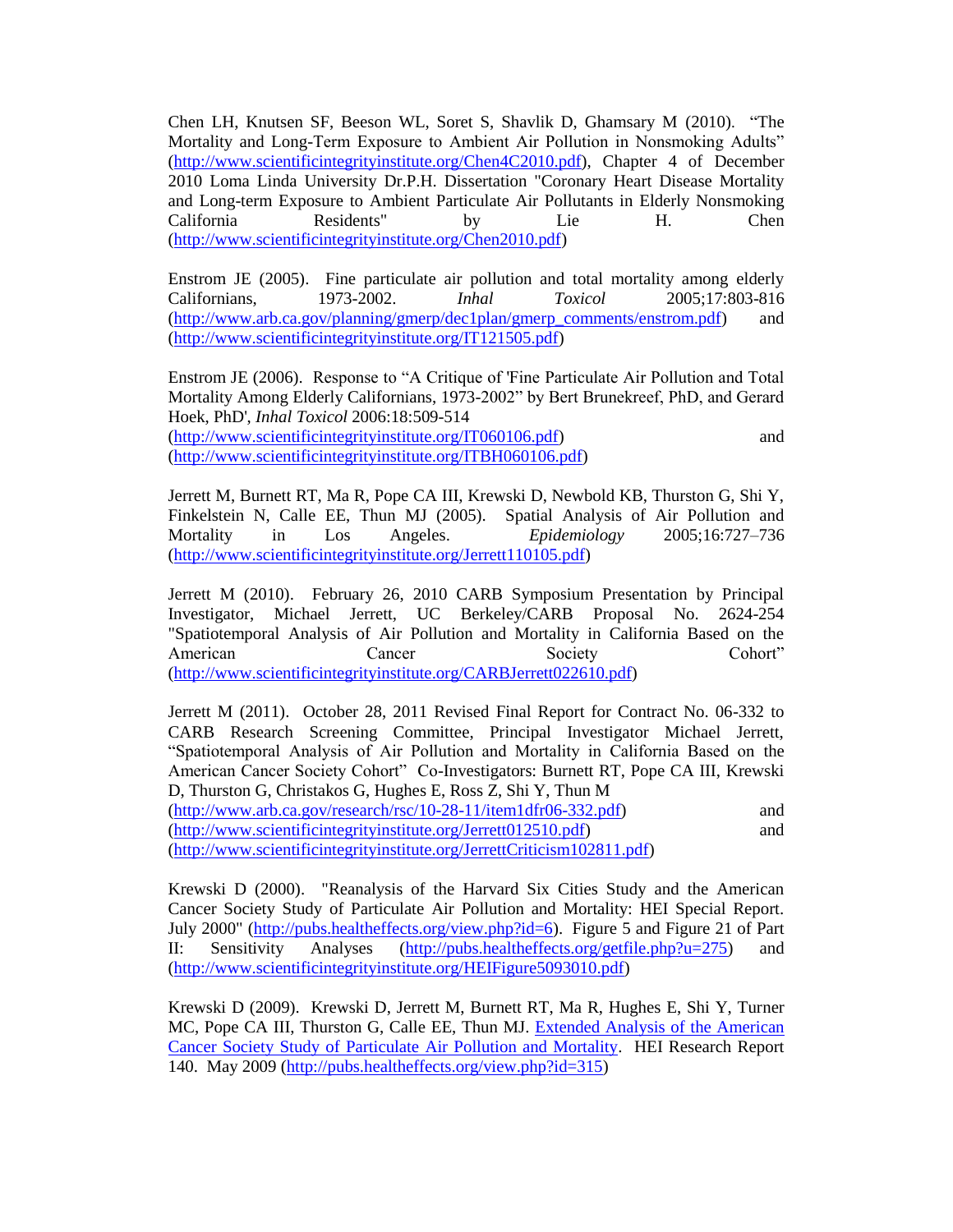Chen LH, Knutsen SF, Beeson WL, Soret S, Shavlik D, Ghamsary M (2010). "The Mortality and Long-Term Exposure to Ambient Air Pollution in Nonsmoking Adults" (http://www.scientificintegrityinstitute.org/Chen4C2010.pdf), Chapter 4 of December 2010 Loma Linda University Dr.P.H. Dissertation "Coronary Heart Disease Mortality and Long-term Exposure to Ambient Particulate Air Pollutants in Elderly Nonsmoking California Residents" by Lie H. Chen (http://www.scientificintegrityinstitute.org/Chen2010.pdf)

Enstrom JE (2005). Fine particulate air pollution and total mortality among elderly Californians, 1973-2002. *Inhal Toxicol* 2005;17:803-816 (http://www.arb.ca.gov/planning/gmerp/dec1plan/gmerp_comments/enstrom.pdf) and (http://www.scientificintegrityinstitute.org/IT121505.pdf)

Enstrom JE (2006). Response to "A Critique of 'Fine Particulate Air Pollution and Total Mortality Among Elderly Californians, 1973-2002" by Bert Brunekreef, PhD, and Gerard Hoek, PhD', *Inhal Toxicol* 2006:18:509-514 (http://www.scientificintegrityinstitute.org/IT060106.pdf) and (http://www.scientificintegrityinstitute.org/ITBH060106.pdf)

Jerrett M, Burnett RT, Ma R, Pope CA III, Krewski D, Newbold KB, Thurston G, Shi Y, Finkelstein N, Calle EE, Thun MJ (2005). Spatial Analysis of Air Pollution and Mortality in Los Angeles. *Epidemiology* 2005;16:727–736 (http://www.scientificintegrityinstitute.org/Jerrett110105.pdf)

Jerrett M (2010). February 26, 2010 CARB Symposium Presentation by Principal Investigator, Michael Jerrett, UC Berkeley/CARB Proposal No. 2624-254 "Spatiotemporal Analysis of Air Pollution and Mortality in California Based on the American Cancer Society Cohort" (http://www.scientificintegrityinstitute.org/CARBJerrett022610.pdf)

Jerrett M (2011). October 28, 2011 Revised Final Report for Contract No. 06-332 to CARB Research Screening Committee, Principal Investigator Michael Jerrett, "Spatiotemporal Analysis of Air Pollution and Mortality in California Based on the American Cancer Society Cohort" Co-Investigators: Burnett RT, Pope CA III, Krewski D, Thurston G, Christakos G, Hughes E, Ross Z, Shi Y, Thun M (http://www.arb.ca.gov/research/rsc/10-28-11/item1dfr06-332.pdf) and (http://www.scientificintegrityinstitute.org/Jerrett012510.pdf) and (http://www.scientificintegrityinstitute.org/JerrettCriticism102811.pdf)

Krewski D (2000). "Reanalysis of the Harvard Six Cities Study and the American Cancer Society Study of Particulate Air Pollution and Mortality: HEI Special Report. July 2000" (http://pubs.healtheffects.org/view.php?id=6). Figure 5 and Figure 21 of Part II: Sensitivity Analyses (http://pubs.healtheffects.org/getfile.php?u=275) and (http://www.scientificintegrityinstitute.org/HEIFigure5093010.pdf)

Krewski D (2009). Krewski D, Jerrett M, Burnett RT, Ma R, Hughes E, Shi Y, Turner MC, Pope CA III, Thurston G, Calle EE, Thun MJ. Extended Analysis of the American Cancer Society Study of Particulate Air Pollution and Mortality. HEI Research Report 140. May 2009 (http://pubs.healtheffects.org/view.php?id=315)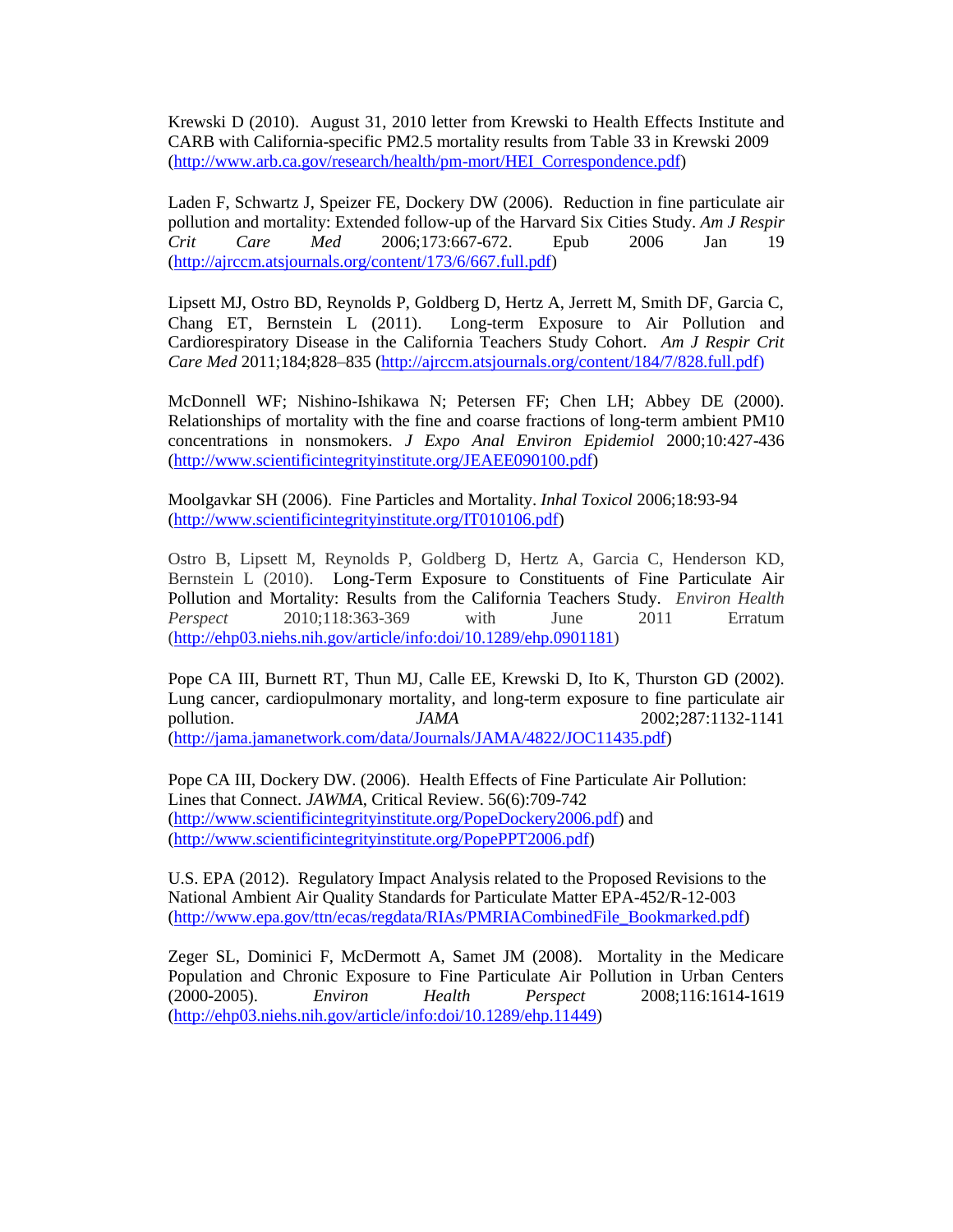Krewski D (2010). August 31, 2010 letter from Krewski to Health Effects Institute and CARB with California-specific PM2.5 mortality results from Table 33 in Krewski 2009 (http://www.arb.ca.gov/research/health/pm-mort/HEI_Correspondence.pdf)

Laden F, Schwartz J, Speizer FE, Dockery DW (2006). Reduction in fine particulate air pollution and mortality: Extended follow-up of the Harvard Six Cities Study. *Am J Respir Crit Care Med* 2006;173:667-672. Epub 2006 Jan 19 (http://ajrccm.atsjournals.org/content/173/6/667.full.pdf)

Lipsett MJ, Ostro BD, Reynolds P, Goldberg D, Hertz A, Jerrett M, Smith DF, Garcia C, Chang ET, Bernstein L (2011). Long-term Exposure to Air Pollution and Cardiorespiratory Disease in the California Teachers Study Cohort. *Am J Respir Crit Care Med* 2011;184;828–835 (http://ajrccm.atsjournals.org/content/184/7/828.full.pdf)

McDonnell WF; Nishino-Ishikawa N; Petersen FF; Chen LH; Abbey DE (2000). Relationships of mortality with the fine and coarse fractions of long-term ambient PM10 concentrations in nonsmokers. *J Expo Anal Environ Epidemiol* 2000;10:427-436 (http://www.scientificintegrityinstitute.org/JEAEE090100.pdf)

Moolgavkar SH (2006). Fine Particles and Mortality. *Inhal Toxicol* 2006;18:93-94 (http://www.scientificintegrityinstitute.org/IT010106.pdf)

Ostro B, Lipsett M, Reynolds P, Goldberg D, Hertz A, Garcia C, Henderson KD, Bernstein L (2010). Long-Term Exposure to Constituents of Fine Particulate Air Pollution and Mortality: Results from the California Teachers Study. *Environ Health Perspect* 2010;118:363-369 with June 2011 Erratum (http://ehp03.niehs.nih.gov/article/info:doi/10.1289/ehp.0901181)

Pope CA III, Burnett RT, Thun MJ, Calle EE, Krewski D, Ito K, Thurston GD (2002). Lung cancer, cardiopulmonary mortality, and long-term exposure to fine particulate air pollution. *JAMA* 2002;287:1132-1141 (http://jama.jamanetwork.com/data/Journals/JAMA/4822/JOC11435.pdf)

Pope CA III, Dockery DW. (2006). Health Effects of Fine Particulate Air Pollution: Lines that Connect. *JAWMA*, Critical Review. 56(6):709-742 (http://www.scientificintegrityinstitute.org/PopeDockery2006.pdf) and (http://www.scientificintegrityinstitute.org/PopePPT2006.pdf)

U.S. EPA (2012). Regulatory Impact Analysis related to the Proposed Revisions to the National Ambient Air Quality Standards for Particulate Matter EPA-452/R-12-003 (http://www.epa.gov/ttn/ecas/regdata/RIAs/PMRIACombinedFile_Bookmarked.pdf)

Zeger SL, Dominici F, McDermott A, Samet JM (2008). Mortality in the Medicare Population and Chronic Exposure to Fine Particulate Air Pollution in Urban Centers (2000-2005). *Environ Health Perspect* 2008;116:1614-1619 (http://ehp03.niehs.nih.gov/article/info:doi/10.1289/ehp.11449)